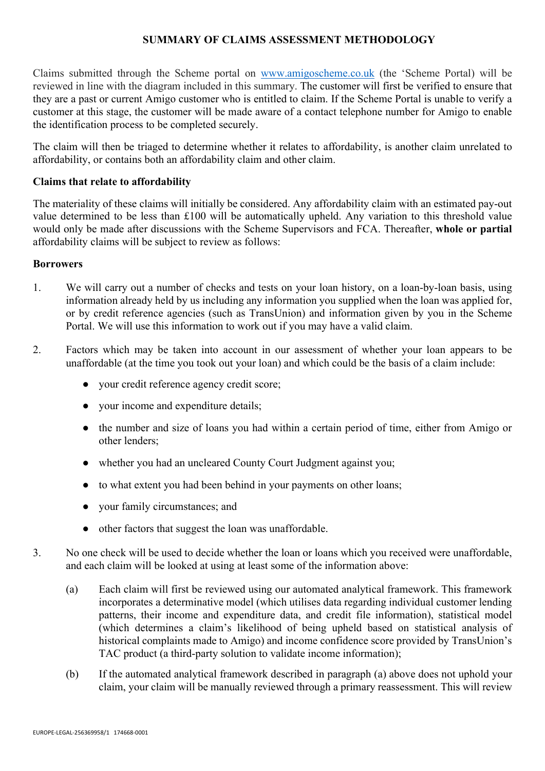# SUMMARY OF CLAIMS ASSESSMENT METHODOLOGY

Claims submitted through the Scheme portal on www.amigoscheme.co.uk (the 'Scheme Portal) will be reviewed in line with the diagram included in this summary. The customer will first be verified to ensure that they are a past or current Amigo customer who is entitled to claim. If the Scheme Portal is unable to verify a customer at this stage, the customer will be made aware of a contact telephone number for Amigo to enable the identification process to be completed securely.

The claim will then be triaged to determine whether it relates to affordability, is another claim unrelated to affordability, or contains both an affordability claim and other claim.

**Claims that relate to affordability**

The materiality of these claims will initially be considered. Any affordability claim with an estimated pay-out value determined to be less than £100 will be automatically upheld. Any variation to this threshold value would only be made after discussions with the Scheme Supervisors and FCA. Thereafter, **whole or partial** affordability claims will be subject to review as follows:

**Borrowers**

1. We will carry out a number of checks and tests on your loan history, on a loan-by-loan basis, using information already held by us including any information you supplied when the loan was applied for, or by credit reference agencies (such as TransUnion) and information given by you in the Scheme Portal. We will use this information to work out if you may have a valid claim.

2. Factors which may be taken into account in our assessment of whether your loan appears to be unaffordable (at the time you took out your loan) and which could be the basis of a claim include:

   - your credit reference agency credit score;
   - your income and expenditure details;
   - the number and size of loans you had within a certain period of time, either from Amigo or other lenders;
   - whether you had an uncleared County Court Judgment against you;
   - to what extent you had been behind in your payments on other loans;
   - your family circumstances; and
   - other factors that suggest the loan was unaffordable.

3. No one check will be used to decide whether the loan or loans which you received were unaffordable, and each claim will be looked at using at least some of the information above:

   (a) Each claim will first be reviewed using our automated analytical framework. This framework incorporates a determinative model (which utilises data regarding individual customer lending patterns, their income and expenditure data, and credit file information), statistical model (which determines a claim's likelihood of being upheld based on statistical analysis of historical complaints made to Amigo) and income confidence score provided by TransUnion's TAC product (a third-party solution to validate income information);

   (b) If the automated analytical framework described in paragraph (a) above does not uphold your claim, your claim will be manually reviewed through a primary reassessment. This will review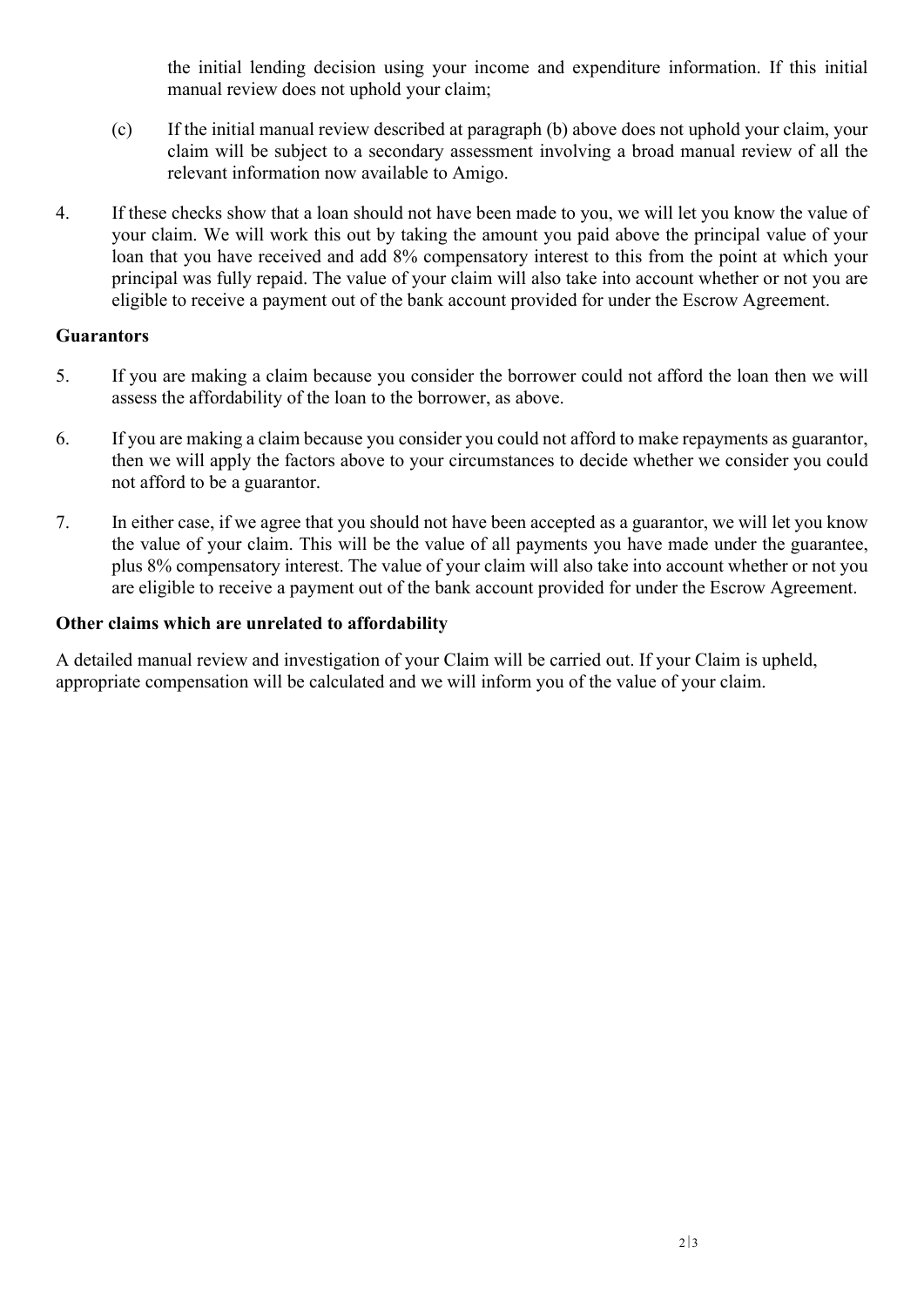the initial lending decision using your income and expenditure information. If this initial manual review does not uphold your claim;

(c) If the initial manual review described at paragraph (b) above does not uphold your claim, your claim will be subject to a secondary assessment involving a broad manual review of all the relevant information now available to Amigo.

4. If these checks show that a loan should not have been made to you, we will let you know the value of your claim. We will work this out by taking the amount you paid above the principal value of your loan that you have received and add 8% compensatory interest to this from the point at which your principal was fully repaid. The value of your claim will also take into account whether or not you are eligible to receive a payment out of the bank account provided for under the Escrow Agreement.

**Guarantors**

5. If you are making a claim because you consider the borrower could not afford the loan then we will assess the affordability of the loan to the borrower, as above.

6. If you are making a claim because you consider you could not afford to make repayments as guarantor, then we will apply the factors above to your circumstances to decide whether we consider you could not afford to be a guarantor.

7. In either case, if we agree that you should not have been accepted as a guarantor, we will let you know the value of your claim. This will be the value of all payments you have made under the guarantee, plus 8% compensatory interest. The value of your claim will also take into account whether or not you are eligible to receive a payment out of the bank account provided for under the Escrow Agreement.

**Other claims which are unrelated to affordability**

A detailed manual review and investigation of your Claim will be carried out. If your Claim is upheld, appropriate compensation will be calculated and we will inform you of the value of your claim.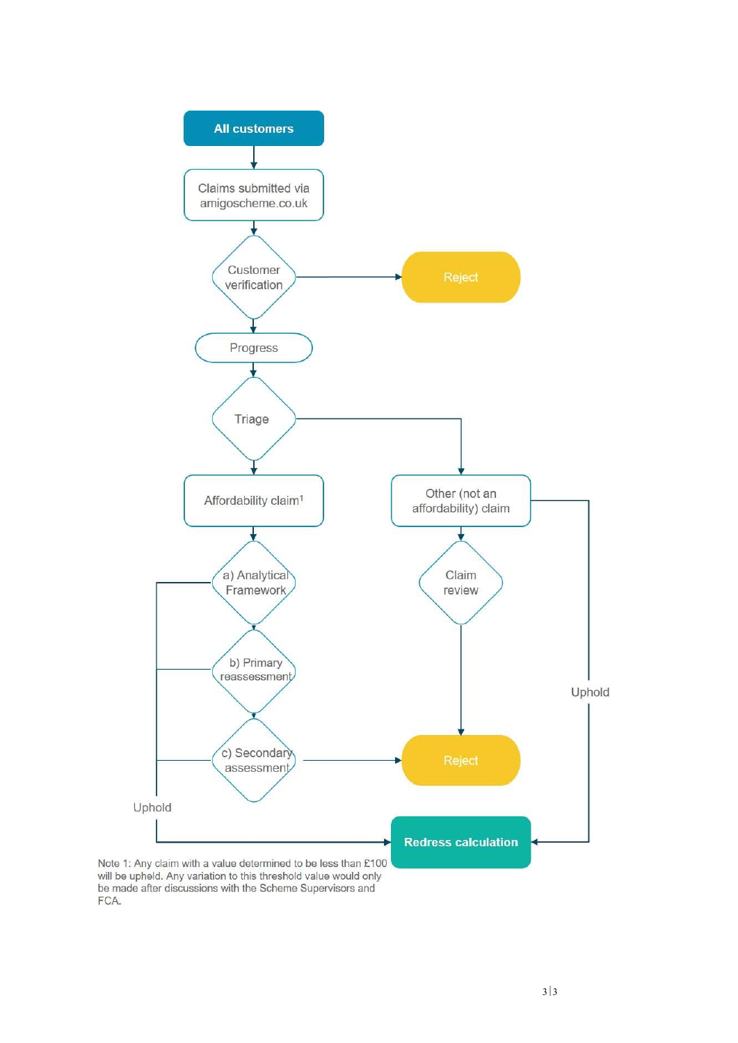All customers

Claims submitted via amigoscheme.co.uk

Customer verification

Reject

Progress

Triage

Affordability claim[1]

Other (not an affordability) claim

a) Analytical Framework

b) Primary reassessment

c) Secondary assessment

Claim review

Uphold

Reject

Uphold

Redress calculation

Note 1: Any claim with a value determined to be less than £100 will be upheld. Any variation to this threshold value would only be made after discussions with the Scheme Supervisors and FCA.